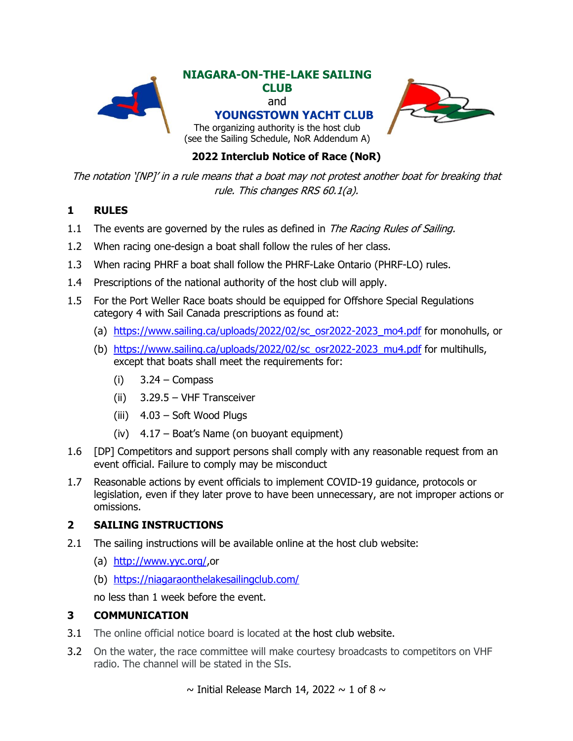**NIAGARA-ON-THE-LAKE SAILING CLUB**

and

**YOUNGSTOWN YACHT CLUB**

The organizing authority is the host club
(see the Sailing Schedule, NoR Addendum A)

# 2022 Interclub Notice of Race (NoR)

*The notation '[NP]' in a rule means that a boat may not protest another boat for breaking that rule. This changes RRS 60.1(a).*

## 1 RULES

1.1 The events are governed by the rules as defined in *The Racing Rules of Sailing.*

1.2 When racing one-design a boat shall follow the rules of her class.

1.3 When racing PHRF a boat shall follow the PHRF-Lake Ontario (PHRF-LO) rules.

1.4 Prescriptions of the national authority of the host club will apply.

1.5 For the Port Weller Race boats should be equipped for Offshore Special Regulations category 4 with Sail Canada prescriptions as found at:

- (a) https://www.sailing.ca/uploads/2022/02/sc_osr2022-2023_mo4.pdf for monohulls, or
- (b) https://www.sailing.ca/uploads/2022/02/sc_osr2022-2023_mu4.pdf for multihulls, except that boats shall meet the requirements for:
  - (i) 3.24 – Compass
  - (ii) 3.29.5 – VHF Transceiver
  - (iii) 4.03 – Soft Wood Plugs
  - (iv) 4.17 – Boat's Name (on buoyant equipment)

1.6 [DP] Competitors and support persons shall comply with any reasonable request from an event official. Failure to comply may be misconduct

1.7 Reasonable actions by event officials to implement COVID-19 guidance, protocols or legislation, even if they later prove to have been unnecessary, are not improper actions or omissions.

## 2 SAILING INSTRUCTIONS

2.1 The sailing instructions will be available online at the host club website:

- (a) http://www.yyc.org/,or
- (b) https://niagaraonthelakesailingclub.com/

no less than 1 week before the event.

## 3 COMMUNICATION

3.1 The online official notice board is located at the host club website.

3.2 On the water, the race committee will make courtesy broadcasts to competitors on VHF radio. The channel will be stated in the SIs.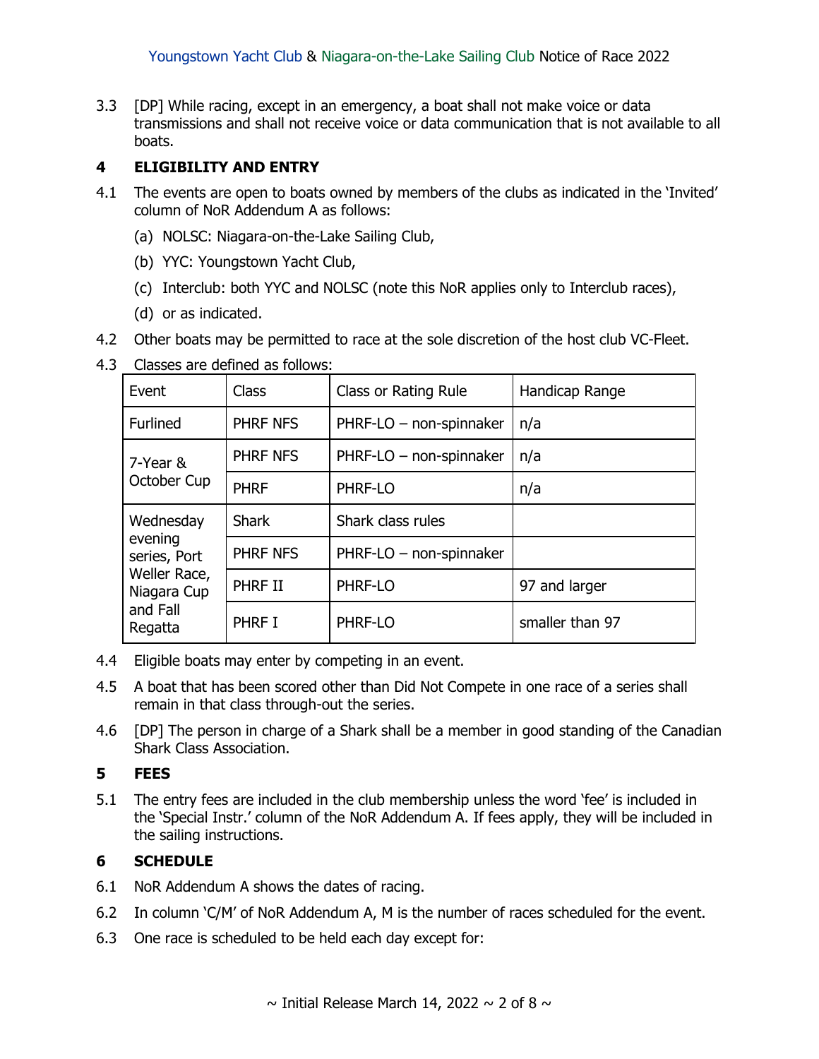3.3 [DP] While racing, except in an emergency, a boat shall not make voice or data transmissions and shall not receive voice or data communication that is not available to all boats.

## 4 ELIGIBILITY AND ENTRY

4.1 The events are open to boats owned by members of the clubs as indicated in the 'Invited' column of NoR Addendum A as follows:

(a) NOLSC: Niagara-on-the-Lake Sailing Club,

(b) YYC: Youngstown Yacht Club,

(c) Interclub: both YYC and NOLSC (note this NoR applies only to Interclub races),

(d) or as indicated.

4.2 Other boats may be permitted to race at the sole discretion of the host club VC-Fleet.

4.3 Classes are defined as follows:

| Event | Class | Class or Rating Rule | Handicap Range |
|---|---|---|---|
| Furlined | PHRF NFS | PHRF-LO – non-spinnaker | n/a |
| 7-Year & October Cup | PHRF NFS | PHRF-LO – non-spinnaker | n/a |
| | PHRF | PHRF-LO | n/a |
| Wednesday evening series, Port Weller Race, Niagara Cup and Fall Regatta | Shark | Shark class rules | |
| | PHRF NFS | PHRF-LO – non-spinnaker | |
| | PHRF II | PHRF-LO | 97 and larger |
| | PHRF I | PHRF-LO | smaller than 97 |

4.4 Eligible boats may enter by competing in an event.

4.5 A boat that has been scored other than Did Not Compete in one race of a series shall remain in that class through-out the series.

4.6 [DP] The person in charge of a Shark shall be a member in good standing of the Canadian Shark Class Association.

## 5 FEES

5.1 The entry fees are included in the club membership unless the word 'fee' is included in the 'Special Instr.' column of the NoR Addendum A. If fees apply, they will be included in the sailing instructions.

## 6 SCHEDULE

6.1 NoR Addendum A shows the dates of racing.

6.2 In column 'C/M' of NoR Addendum A, M is the number of races scheduled for the event.

6.3 One race is scheduled to be held each day except for: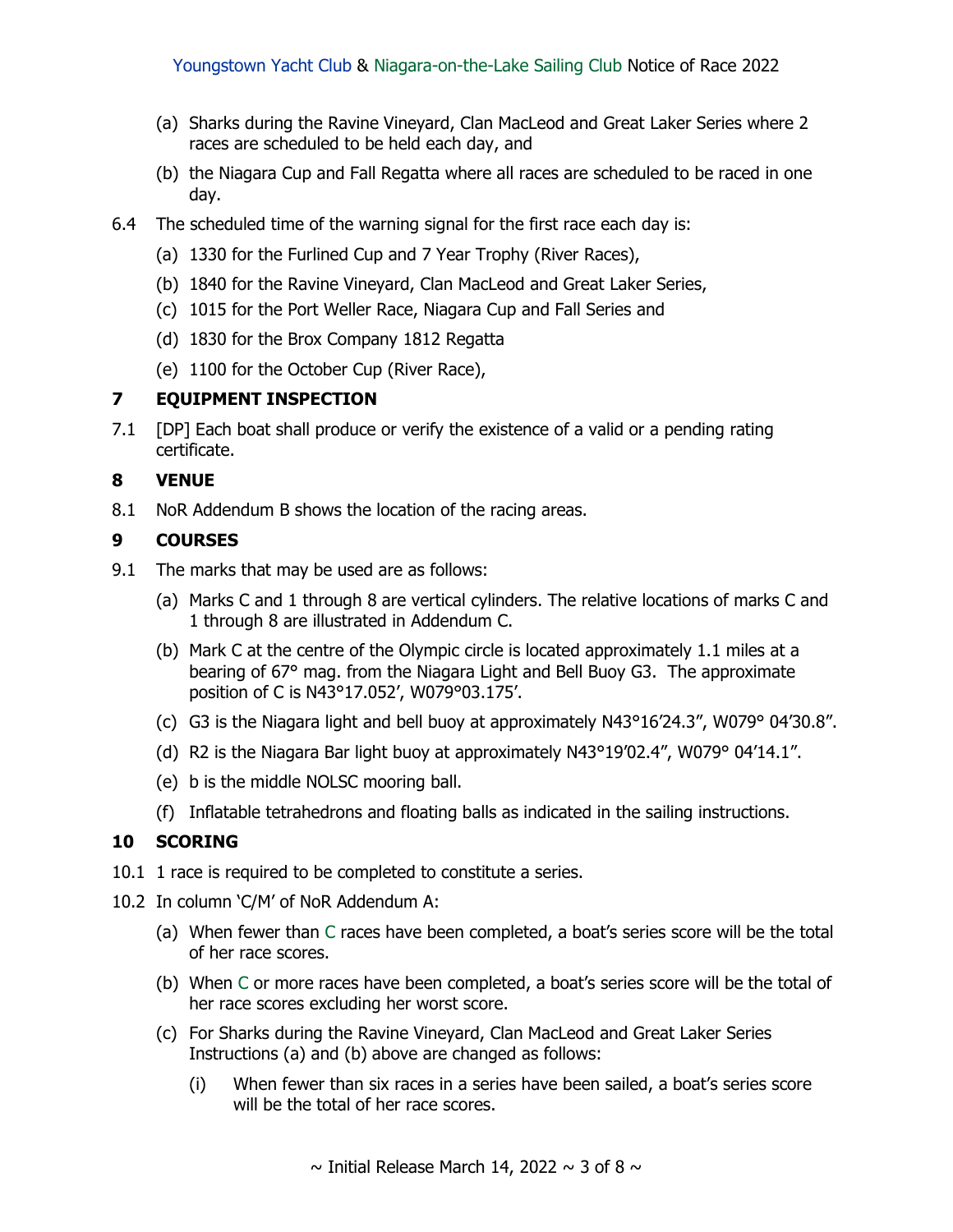(a) Sharks during the Ravine Vineyard, Clan MacLeod and Great Laker Series where 2 races are scheduled to be held each day, and

(b) the Niagara Cup and Fall Regatta where all races are scheduled to be raced in one day.

6.4 The scheduled time of the warning signal for the first race each day is:

(a) 1330 for the Furlined Cup and 7 Year Trophy (River Races),

(b) 1840 for the Ravine Vineyard, Clan MacLeod and Great Laker Series,

(c) 1015 for the Port Weller Race, Niagara Cup and Fall Series and

(d) 1830 for the Brox Company 1812 Regatta

(e) 1100 for the October Cup (River Race),

## 7 EQUIPMENT INSPECTION

7.1 [DP] Each boat shall produce or verify the existence of a valid or a pending rating certificate.

## 8 VENUE

8.1 NoR Addendum B shows the location of the racing areas.

## 9 COURSES

9.1 The marks that may be used are as follows:

(a) Marks C and 1 through 8 are vertical cylinders. The relative locations of marks C and 1 through 8 are illustrated in Addendum C.

(b) Mark C at the centre of the Olympic circle is located approximately 1.1 miles at a bearing of 67° mag. from the Niagara Light and Bell Buoy G3. The approximate position of C is N43°17.052', W079°03.175'.

(c) G3 is the Niagara light and bell buoy at approximately N43°16'24.3", W079° 04'30.8".

(d) R2 is the Niagara Bar light buoy at approximately N43°19'02.4", W079° 04'14.1".

(e) b is the middle NOLSC mooring ball.

(f) Inflatable tetrahedrons and floating balls as indicated in the sailing instructions.

## 10 SCORING

10.1 1 race is required to be completed to constitute a series.

10.2 In column 'C/M' of NoR Addendum A:

(a) When fewer than C races have been completed, a boat's series score will be the total of her race scores.

(b) When C or more races have been completed, a boat's series score will be the total of her race scores excluding her worst score.

(c) For Sharks during the Ravine Vineyard, Clan MacLeod and Great Laker Series Instructions (a) and (b) above are changed as follows:

(i) When fewer than six races in a series have been sailed, a boat's series score will be the total of her race scores.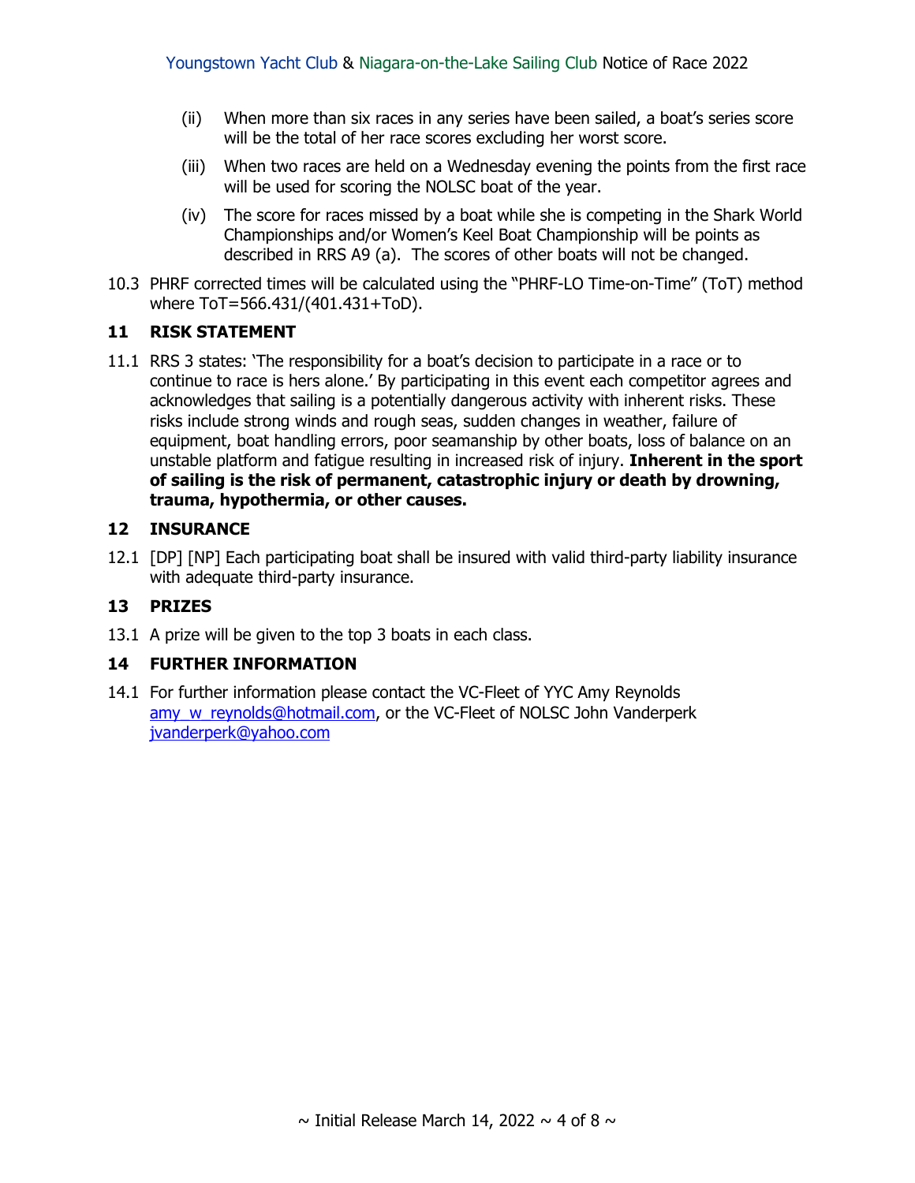(ii) When more than six races in any series have been sailed, a boat's series score will be the total of her race scores excluding her worst score.

(iii) When two races are held on a Wednesday evening the points from the first race will be used for scoring the NOLSC boat of the year.

(iv) The score for races missed by a boat while she is competing in the Shark World Championships and/or Women's Keel Boat Championship will be points as described in RRS A9 (a). The scores of other boats will not be changed.

10.3 PHRF corrected times will be calculated using the "PHRF-LO Time-on-Time" (ToT) method where ToT=566.431/(401.431+ToD).

## 11 RISK STATEMENT

11.1 RRS 3 states: 'The responsibility for a boat's decision to participate in a race or to continue to race is hers alone.' By participating in this event each competitor agrees and acknowledges that sailing is a potentially dangerous activity with inherent risks. These risks include strong winds and rough seas, sudden changes in weather, failure of equipment, boat handling errors, poor seamanship by other boats, loss of balance on an unstable platform and fatigue resulting in increased risk of injury. **Inherent in the sport of sailing is the risk of permanent, catastrophic injury or death by drowning, trauma, hypothermia, or other causes.**

## 12 INSURANCE

12.1 [DP] [NP] Each participating boat shall be insured with valid third-party liability insurance with adequate third-party insurance.

## 13 PRIZES

13.1 A prize will be given to the top 3 boats in each class.

## 14 FURTHER INFORMATION

14.1 For further information please contact the VC-Fleet of YYC Amy Reynolds amy_w_reynolds@hotmail.com, or the VC-Fleet of NOLSC John Vanderperk jvanderperk@yahoo.com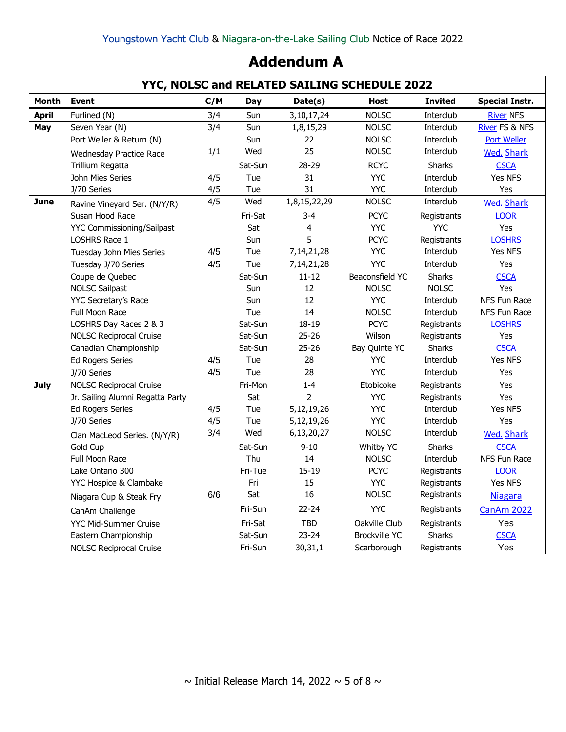Youngstown Yacht Club & Niagara-on-the-Lake Sailing Club Notice of Race 2022

# Addendum A

| YYC, NOLSC and RELATED SAILING SCHEDULE 2022 | | | | | | | |
|---|---|---|---|---|---|---|---|
| **Month** | **Event** | **C/M** | **Day** | **Date(s)** | **Host** | **Invited** | **Special Instr.** |
| **April** | Furlined (N) | 3/4 | Sun | 3,10,17,24 | NOLSC | Interclub | River NFS |
| **May** | Seven Year (N) | 3/4 | Sun | 1,8,15,29 | NOLSC | Interclub | River FS & NFS |
| | Port Weller & Return (N) | | Sun | 22 | NOLSC | Interclub | Port Weller |
| | Wednesday Practice Race | 1/1 | Wed | 25 | NOLSC | Interclub | Wed. Shark |
| | Trillium Regatta | | Sat-Sun | 28-29 | RCYC | Sharks | CSCA |
| | John Mies Series | 4/5 | Tue | 31 | YYC | Interclub | Yes NFS |
| | J/70 Series | 4/5 | Tue | 31 | YYC | Interclub | Yes |
| **June** | Ravine Vineyard Ser. (N/Y/R) | 4/5 | Wed | 1,8,15,22,29 | NOLSC | Interclub | Wed. Shark |
| | Susan Hood Race | | Fri-Sat | 3-4 | PCYC | Registrants | LOOR |
| | YYC Commissioning/Sailpast | | Sat | 4 | YYC | YYC | Yes |
| | LOSHRS Race 1 | | Sun | 5 | PCYC | Registrants | LOSHRS |
| | Tuesday John Mies Series | 4/5 | Tue | 7,14,21,28 | YYC | Interclub | Yes NFS |
| | Tuesday J/70 Series | 4/5 | Tue | 7,14,21,28 | YYC | Interclub | Yes |
| | Coupe de Quebec | | Sat-Sun | 11-12 | Beaconsfield YC | Sharks | CSCA |
| | NOLSC Sailpast | | Sun | 12 | NOLSC | NOLSC | Yes |
| | YYC Secretary's Race | | Sun | 12 | YYC | Interclub | NFS Fun Race |
| | Full Moon Race | | Tue | 14 | NOLSC | Interclub | NFS Fun Race |
| | LOSHRS Day Races 2 & 3 | | Sat-Sun | 18-19 | PCYC | Registrants | LOSHRS |
| | NOLSC Reciprocal Cruise | | Sat-Sun | 25-26 | Wilson | Registrants | Yes |
| | Canadian Championship | | Sat-Sun | 25-26 | Bay Quinte YC | Sharks | CSCA |
| | Ed Rogers Series | 4/5 | Tue | 28 | YYC | Interclub | Yes NFS |
| | J/70 Series | 4/5 | Tue | 28 | YYC | Interclub | Yes |
| **July** | NOLSC Reciprocal Cruise | | Fri-Mon | 1-4 | Etobicoke | Registrants | Yes |
| | Jr. Sailing Alumni Regatta Party | | Sat | 2 | YYC | Registrants | Yes |
| | Ed Rogers Series | 4/5 | Tue | 5,12,19,26 | YYC | Interclub | Yes NFS |
| | J/70 Series | 4/5 | Tue | 5,12,19,26 | YYC | Interclub | Yes |
| | Clan MacLeod Series. (N/Y/R) | 3/4 | Wed | 6,13,20,27 | NOLSC | Interclub | Wed. Shark |
| | Gold Cup | | Sat-Sun | 9-10 | Whitby YC | Sharks | CSCA |
| | Full Moon Race | | Thu | 14 | NOLSC | Interclub | NFS Fun Race |
| | Lake Ontario 300 | | Fri-Tue | 15-19 | PCYC | Registrants | LOOR |
| | YYC Hospice & Clambake | | Fri | 15 | YYC | Registrants | Yes NFS |
| | Niagara Cup & Steak Fry | 6/6 | Sat | 16 | NOLSC | Registrants | Niagara |
| | CanAm Challenge | | Fri-Sun | 22-24 | YYC | Registrants | CanAm 2022 |
| | YYC Mid-Summer Cruise | | Fri-Sat | TBD | Oakville Club | Registrants | Yes |
| | Eastern Championship | | Sat-Sun | 23-24 | Brockville YC | Sharks | CSCA |
| | NOLSC Reciprocal Cruise | | Fri-Sun | 30,31,1 | Scarborough | Registrants | Yes |

~ Initial Release March 14, 2022 ~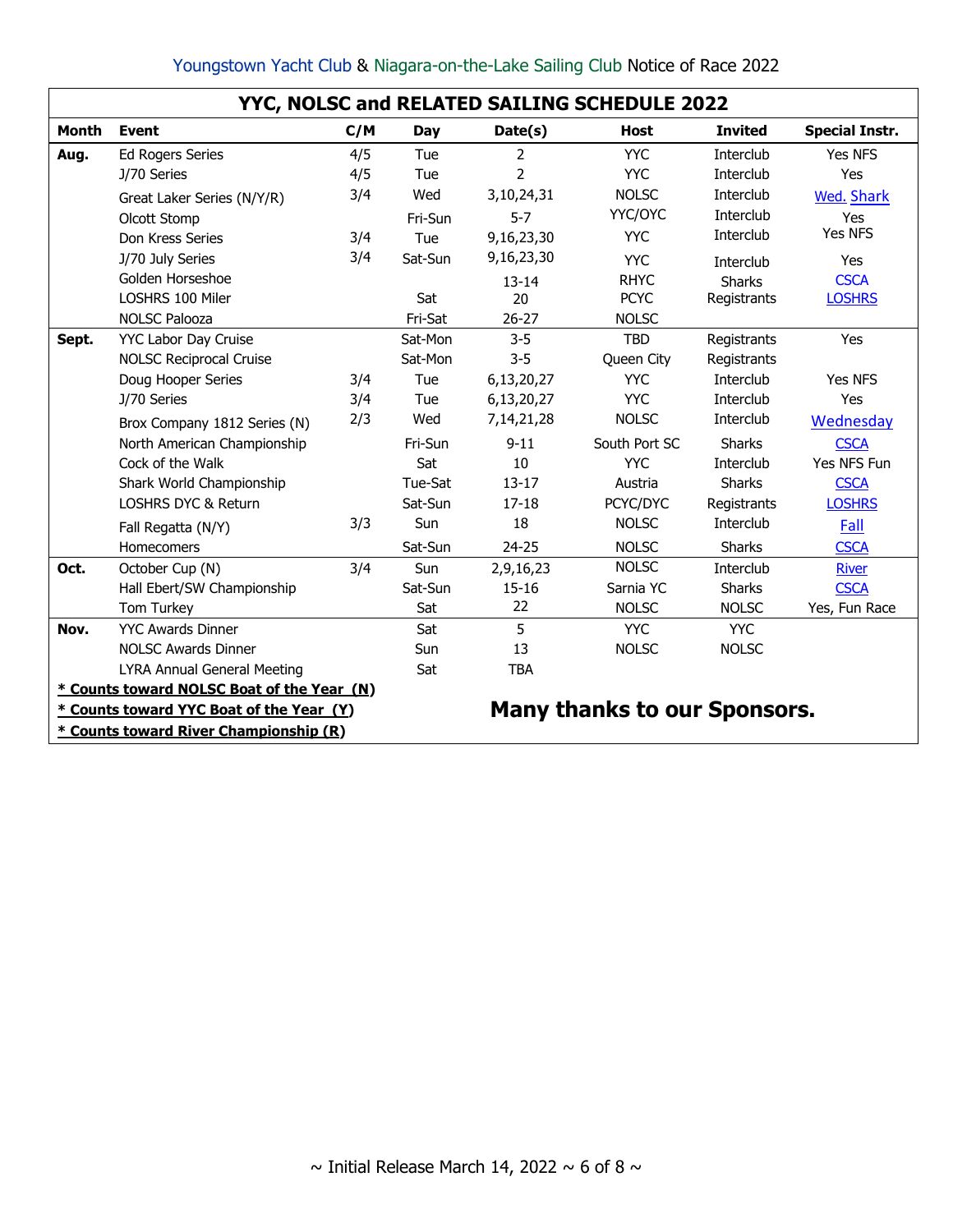Youngstown Yacht Club & Niagara-on-the-Lake Sailing Club Notice of Race 2022

## YYC, NOLSC and RELATED SAILING SCHEDULE 2022

| Month | Event | C/M | Day | Date(s) | Host | Invited | Special Instr. |
|---|---|---|---|---|---|---|---|
| **Aug.** | Ed Rogers Series | 4/5 | Tue | 2 | YYC | Interclub | Yes NFS |
| | J/70 Series | 4/5 | Tue | 2 | YYC | Interclub | Yes |
| | Great Laker Series (N/Y/R) | 3/4 | Wed | 3,10,24,31 | NOLSC | Interclub | Wed. Shark |
| | Olcott Stomp | | Fri-Sun | 5-7 | YYC/OYC | Interclub | Yes |
| | Don Kress Series | 3/4 | Tue | 9,16,23,30 | YYC | Interclub | Yes NFS |
| | J/70 July Series | 3/4 | Sat-Sun | 9,16,23,30 | YYC | Interclub | Yes |
| | Golden Horseshoe | | | 13-14 | RHYC | Sharks | CSCA |
| | LOSHRS 100 Miler | | Sat | 20 | PCYC | Registrants | LOSHRS |
| | NOLSC Palooza | | Fri-Sat | 26-27 | NOLSC | | |
| **Sept.** | YYC Labor Day Cruise | | Sat-Mon | 3-5 | TBD | Registrants | Yes |
| | NOLSC Reciprocal Cruise | | Sat-Mon | 3-5 | Queen City | Registrants | |
| | Doug Hooper Series | 3/4 | Tue | 6,13,20,27 | YYC | Interclub | Yes NFS |
| | J/70 Series | 3/4 | Tue | 6,13,20,27 | YYC | Interclub | Yes |
| | Brox Company 1812 Series (N) | 2/3 | Wed | 7,14,21,28 | NOLSC | Interclub | Wednesday |
| | North American Championship | | Fri-Sun | 9-11 | South Port SC | Sharks | CSCA |
| | Cock of the Walk | | Sat | 10 | YYC | Interclub | Yes NFS Fun |
| | Shark World Championship | | Tue-Sat | 13-17 | Austria | Sharks | CSCA |
| | LOSHRS DYC & Return | | Sat-Sun | 17-18 | PCYC/DYC | Registrants | LOSHRS |
| | Fall Regatta (N/Y) | 3/3 | Sun | 18 | NOLSC | Interclub | Fall |
| | Homecomers | | Sat-Sun | 24-25 | NOLSC | Sharks | CSCA |
| **Oct.** | October Cup (N) | 3/4 | Sun | 2,9,16,23 | NOLSC | Interclub | River |
| | Hall Ebert/SW Championship | | Sat-Sun | 15-16 | Sarnia YC | Sharks | CSCA |
| | Tom Turkey | | Sat | 22 | NOLSC | NOLSC | Yes, Fun Race |
| **Nov.** | YYC Awards Dinner | | Sat | 5 | YYC | YYC | |
| | NOLSC Awards Dinner | | Sun | 13 | NOLSC | NOLSC | |
| | LYRA Annual General Meeting | | Sat | TBA | | | |

**\* Counts toward NOLSC Boat of the Year (N)**
**\* Counts toward YYC Boat of the Year (Y)**
**\* Counts toward River Championship (R)**

**Many thanks to our Sponsors.**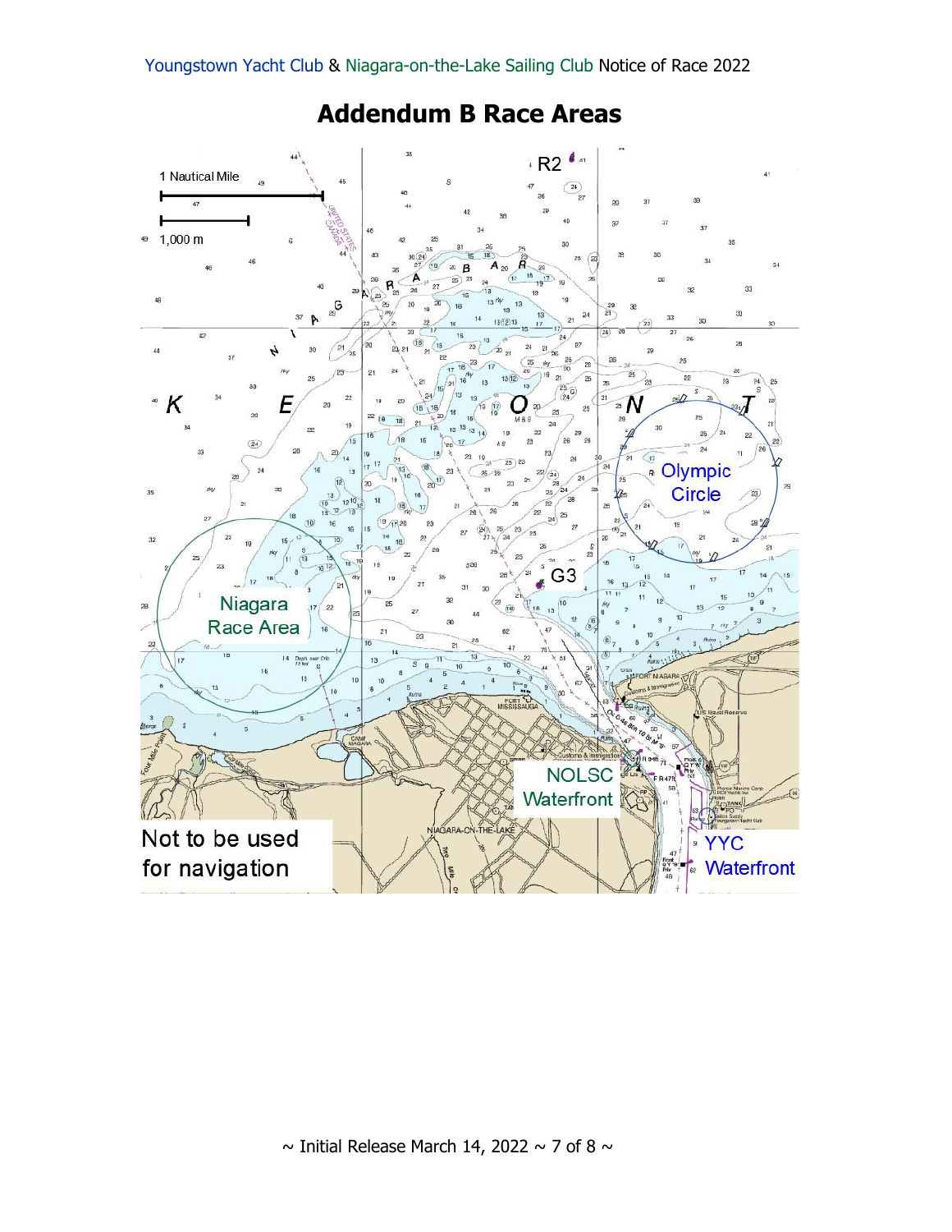## Addendum B Race Areas

1 Nautical Mile

1,000 m

R2

LAKE ONTARIO

Olympic Circle

Niagara Race Area

G3

NOLSC Waterfront

YYC Waterfront

Not to be used for navigation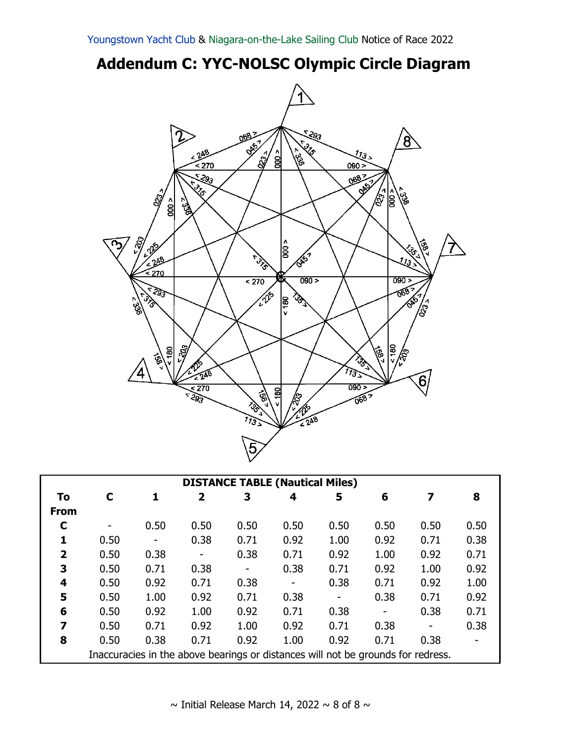# Addendum C: YYC-NOLSC Olympic Circle Diagram

| DISTANCE TABLE (Nautical Miles) | | | | | | | | | |
|---|---|---|---|---|---|---|---|---|---|
| To<br>From | C | 1 | 2 | 3 | 4 | 5 | 6 | 7 | 8 |
| C | - | 0.50 | 0.50 | 0.50 | 0.50 | 0.50 | 0.50 | 0.50 | 0.50 |
| 1 | 0.50 | - | 0.38 | 0.71 | 0.92 | 1.00 | 0.92 | 0.71 | 0.38 |
| 2 | 0.50 | 0.38 | - | 0.38 | 0.71 | 0.92 | 1.00 | 0.92 | 0.71 |
| 3 | 0.50 | 0.71 | 0.38 | - | 0.38 | 0.71 | 0.92 | 1.00 | 0.92 |
| 4 | 0.50 | 0.92 | 0.71 | 0.38 | - | 0.38 | 0.71 | 0.92 | 1.00 |
| 5 | 0.50 | 1.00 | 0.92 | 0.71 | 0.38 | - | 0.38 | 0.71 | 0.92 |
| 6 | 0.50 | 0.92 | 1.00 | 0.92 | 0.71 | 0.38 | - | 0.38 | 0.71 |
| 7 | 0.50 | 0.71 | 0.92 | 1.00 | 0.92 | 0.71 | 0.38 | - | 0.38 |
| 8 | 0.50 | 0.38 | 0.71 | 0.92 | 1.00 | 0.92 | 0.71 | 0.38 | - |

Inaccuracies in the above bearings or distances will not be grounds for redress.